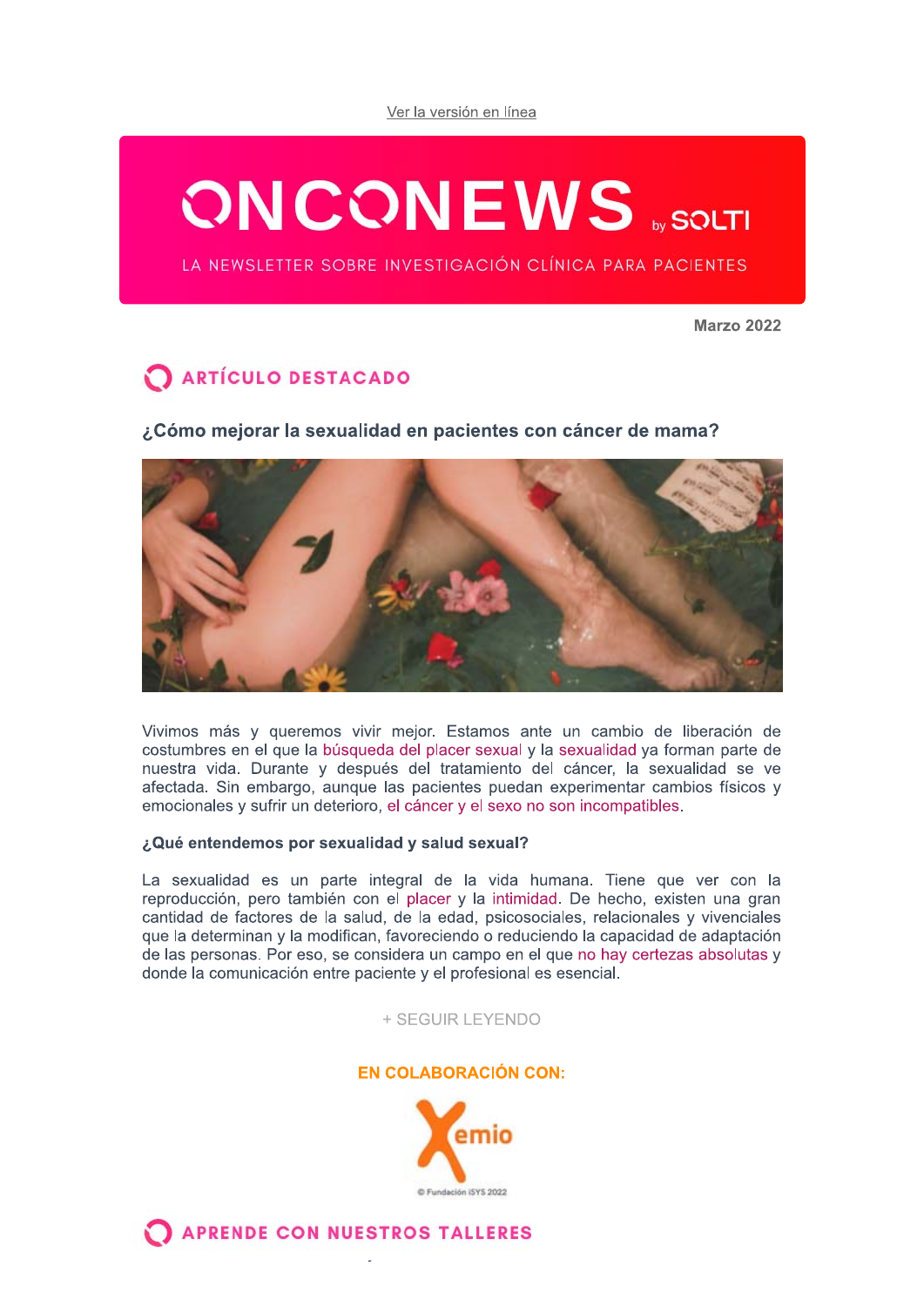Ver la versión en línea

# ONCONEWS by SOLTI

LA NEWSLETTER SOBRE INVESTIGACIÓN CLÍNICA PARA PACIENTES

**Marzo 2022**

## ARTÍCULO DESTACADO

### ¿Cómo mejorar la sexualidad en pacientes con cáncer de mama?

Vivimos más y queremos vivir mejor. Estamos ante un cambio de liberación de costumbres en el que la búsqueda del placer sexual y la sexualidad ya forman parte de nuestra vida. Durante y después del tratamiento del cáncer, la sexualidad se ve afectada. Sin embargo, aunque las pacientes puedan experimentar cambios físicos y emocionales y sufrir un deterioro, el cáncer y el sexo no son incompatibles.

**¿Qué entendemos por sexualidad y salud sexual?**

La sexualidad es un parte integral de la vida humana. Tiene que ver con la reproducción, pero también con el placer y la intimidad. De hecho, existen una gran cantidad de factores de la salud, de la edad, psicosociales, relacionales y vivenciales que la determinan y la modifican, favoreciendo o reduciendo la capacidad de adaptación de las personas. Por eso, se considera un campo en el que no hay certezas absolutas y donde la comunicación entre paciente y el profesional es esencial.

+ SEGUIR LEYENDO

**EN COLABORACIÓN CON:**

Xemio

© Fundación iSYS 2022

## APRENDE CON NUESTROS TALLERES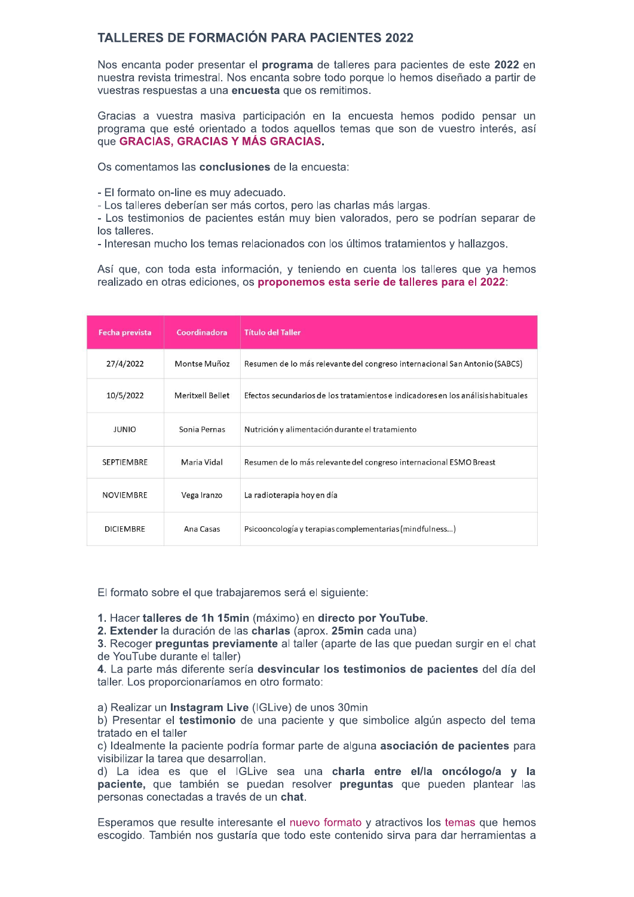## TALLERES DE FORMACIÓN PARA PACIENTES 2022

Nos encanta poder presentar el **programa** de talleres para pacientes de este **2022** en nuestra revista trimestral. Nos encanta sobre todo porque lo hemos diseñado a partir de vuestras respuestas a una **encuesta** que os remitimos.

Gracias a vuestra masiva participación en la encuesta hemos podido pensar un programa que esté orientado a todos aquellos temas que son de vuestro interés, así que **GRACIAS, GRACIAS Y MÁS GRACIAS**.

Os comentamos las **conclusiones** de la encuesta:

- El formato on-line es muy adecuado.
- Los talleres deberían ser más cortos, pero las charlas más largas.
- Los testimonios de pacientes están muy bien valorados, pero se podrían separar de los talleres.
- Interesan mucho los temas relacionados con los últimos tratamientos y hallazgos.

Así que, con toda esta información, y teniendo en cuenta los talleres que ya hemos realizado en otras ediciones, os **proponemos esta serie de talleres para el 2022**:

| Fecha prevista | Coordinadora | Título del Taller |
|---|---|---|
| 27/4/2022 | Montse Muñoz | Resumen de lo más relevante del congreso internacional San Antonio (SABCS) |
| 10/5/2022 | Meritxell Bellet | Efectos secundarios de los tratamientos e indicadores en los análisis habituales |
| JUNIO | Sonia Pernas | Nutrición y alimentación durante el tratamiento |
| SEPTIEMBRE | Maria Vidal | Resumen de lo más relevante del congreso internacional ESMO Breast |
| NOVIEMBRE | Vega Iranzo | La radioterapia hoy en día |
| DICIEMBRE | Ana Casas | Psicooncología y terapias complementarias (mindfulness…) |

El formato sobre el que trabajaremos será el siguiente:

**1.** Hacer **talleres de 1h 15min** (máximo) en **directo por YouTube**.
**2. Extender** la duración de las **charlas** (aprox. **25min** cada una)
**3**. Recoger **preguntas previamente** al taller (aparte de las que puedan surgir en el chat de YouTube durante el taller)
**4**. La parte más diferente sería **desvincular los testimonios de pacientes** del día del taller. Los proporcionaríamos en otro formato:

a) Realizar un **Instagram Live** (IGLive) de unos 30min
b) Presentar el **testimonio** de una paciente y que simbolice algún aspecto del tema tratado en el taller
c) Idealmente la paciente podría formar parte de alguna **asociación de pacientes** para visibilizar la tarea que desarrollan.
d) La idea es que el IGLive sea una **charla entre el/la oncólogo/a y la paciente,** que también se puedan resolver **preguntas** que pueden plantear las personas conectadas a través de un **chat**.

Esperamos que resulte interesante el nuevo formato y atractivos los temas que hemos escogido. También nos gustaría que todo este contenido sirva para dar herramientas a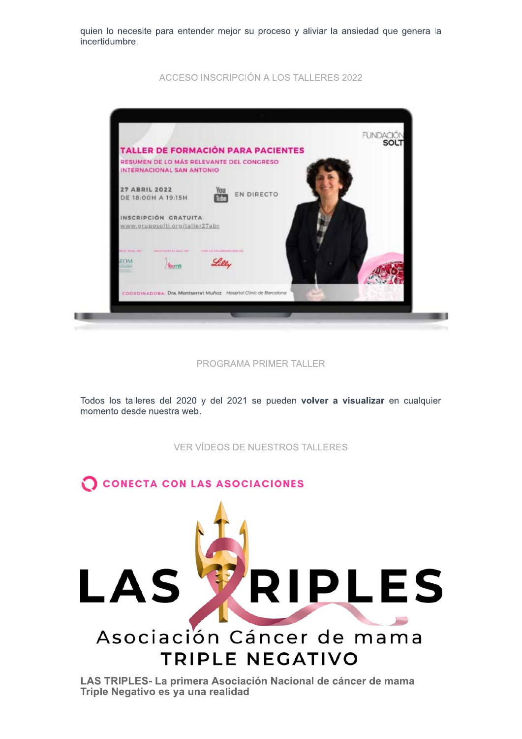quien lo necesite para entender mejor su proceso y aliviar la ansiedad que genera la incertidumbre.

ACCESO INSCRIPCIÓN A LOS TALLERES 2022

PROGRAMA PRIMER TALLER

Todos los talleres del 2020 y del 2021 se pueden **volver a visualizar** en cualquier momento desde nuestra web.

VER VÍDEOS DE NUESTROS TALLERES

## CONECTA CON LAS ASOCIACIONES

**LAS TRIPLES- La primera Asociación Nacional de cáncer de mama Triple Negativo es ya una realidad**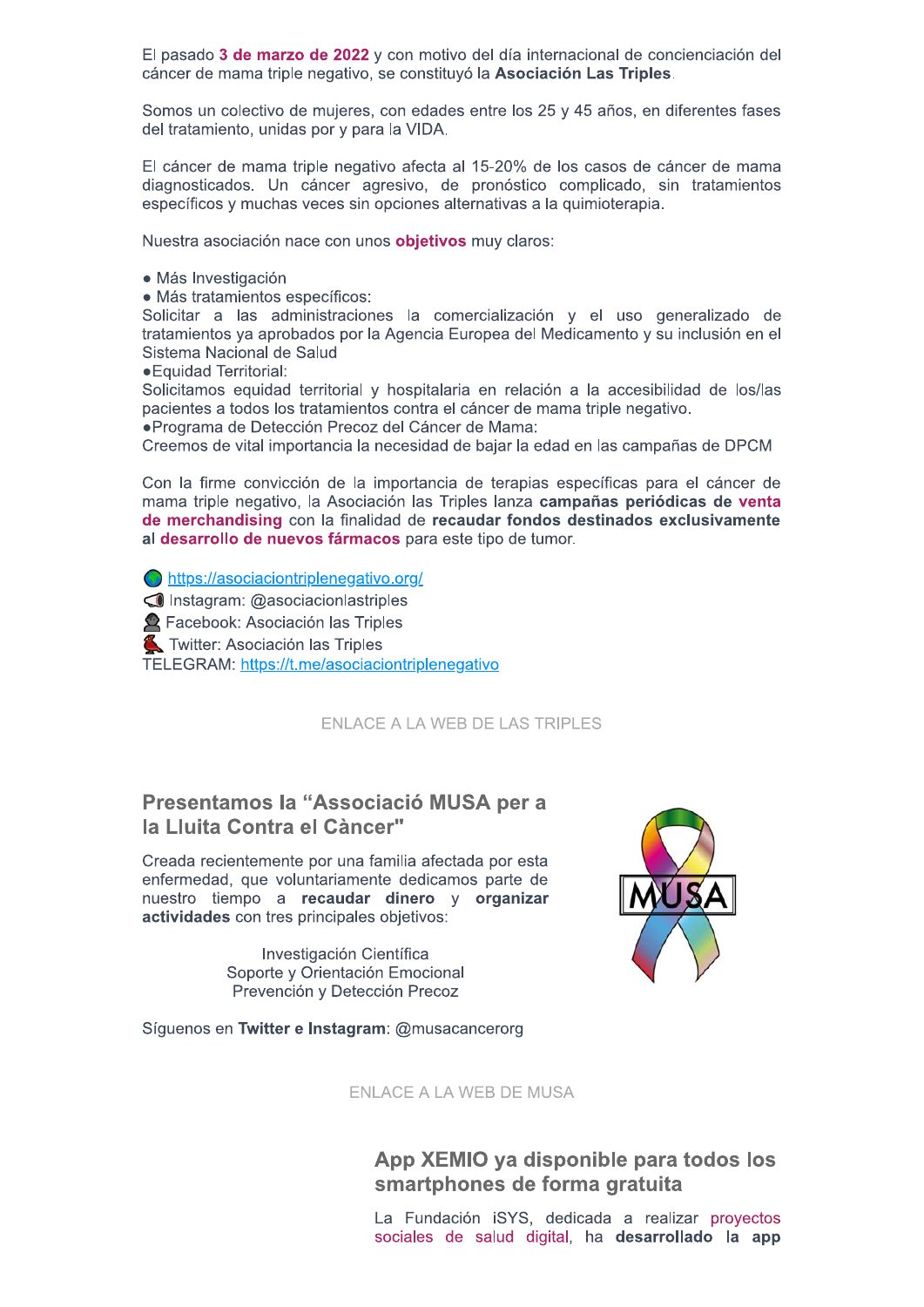El pasado **3 de marzo de 2022** y con motivo del día internacional de concienciación del cáncer de mama triple negativo, se constituyó la **Asociación Las Triples**.

Somos un colectivo de mujeres, con edades entre los 25 y 45 años, en diferentes fases del tratamiento, unidas por y para la VIDA.

El cáncer de mama triple negativo afecta al 15-20% de los casos de cáncer de mama diagnosticados. Un cáncer agresivo, de pronóstico complicado, sin tratamientos específicos y muchas veces sin opciones alternativas a la quimioterapia.

Nuestra asociación nace con unos **objetivos** muy claros:

- Más Investigación
- Más tratamientos específicos:

Solicitar a las administraciones la comercialización y el uso generalizado de tratamientos ya aprobados por la Agencia Europea del Medicamento y su inclusión en el Sistema Nacional de Salud

- Equidad Territorial:

Solicitamos equidad territorial y hospitalaria en relación a la accesibilidad de los/las pacientes a todos los tratamientos contra el cáncer de mama triple negativo.

- Programa de Detección Precoz del Cáncer de Mama:

Creemos de vital importancia la necesidad de bajar la edad en las campañas de DPCM

Con la firme convicción de la importancia de terapias específicas para el cáncer de mama triple negativo, la Asociación las Triples lanza **campañas periódicas de venta de merchandising** con la finalidad de **recaudar fondos destinados exclusivamente al desarrollo de nuevos fármacos** para este tipo de tumor.

🌍 https://asociaciontriplenegativo.org/
📢 Instagram: @asociacionlastriples
👤 Facebook: Asociación las Triples
🐦 Twitter: Asociación las Triples
TELEGRAM: https://t.me/asociaciontriplenegativo

ENLACE A LA WEB DE LAS TRIPLES

## Presentamos la "Associació MUSA per a la Lluita Contra el Càncer"

Creada recientemente por una familia afectada por esta enfermedad, que voluntariamente dedicamos parte de nuestro tiempo a **recaudar dinero** y **organizar actividades** con tres principales objetivos:

Investigación Científica
Soporte y Orientación Emocional
Prevención y Detección Precoz

Síguenos en **Twitter e Instagram**: @musacancerorg

ENLACE A LA WEB DE MUSA

## App XEMIO ya disponible para todos los smartphones de forma gratuita

La Fundación iSYS, dedicada a realizar proyectos sociales de salud digital, ha **desarrollado la app**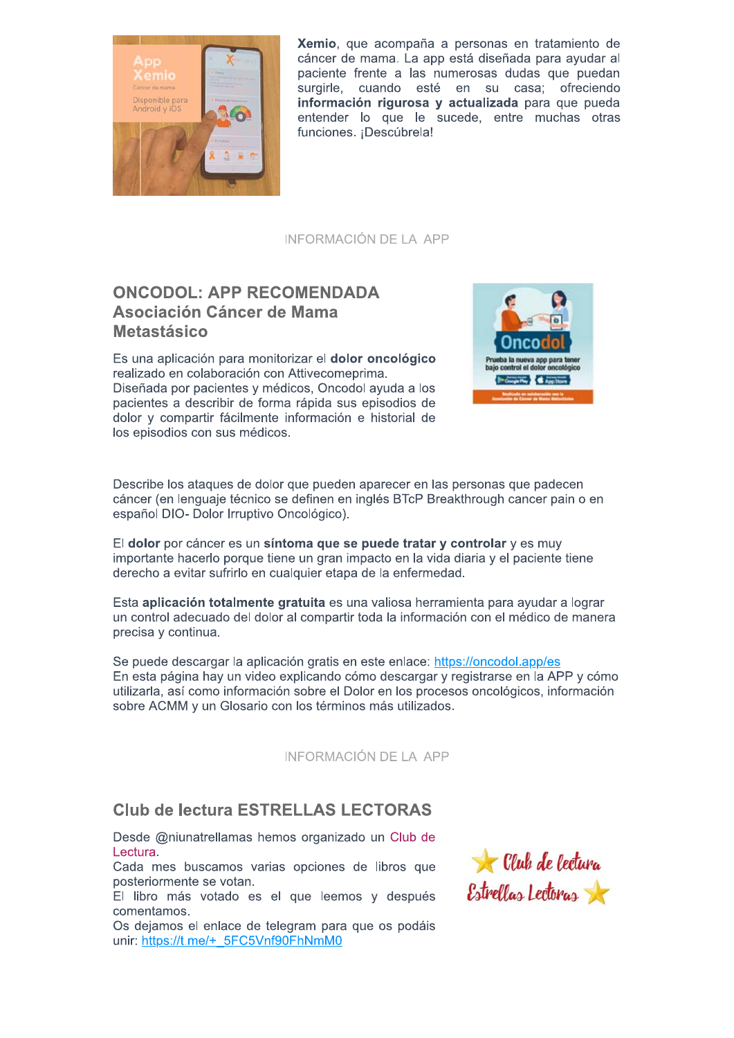**Xemio**, que acompaña a personas en tratamiento de cáncer de mama. La app está diseñada para ayudar al paciente frente a las numerosas dudas que puedan surgirle, cuando esté en su casa; ofreciendo **información rigurosa y actualizada** para que pueda entender lo que le sucede, entre muchas otras funciones. ¡Descúbrela!

INFORMACIÓN DE LA APP

## ONCODOL: APP RECOMENDADA Asociación Cáncer de Mama Metastásico

Es una aplicación para monitorizar el **dolor oncológico** realizado en colaboración con Attivecomeprima. Diseñada por pacientes y médicos, Oncodol ayuda a los pacientes a describir de forma rápida sus episodios de dolor y compartir fácilmente información e historial de los episodios con sus médicos.

Describe los ataques de dolor que pueden aparecer en las personas que padecen cáncer (en lenguaje técnico se definen en inglés BTcP Breakthrough cancer pain o en español DIO- Dolor Irruptivo Oncológico).

El **dolor** por cáncer es un **síntoma que se puede tratar y controlar** y es muy importante hacerlo porque tiene un gran impacto en la vida diaria y el paciente tiene derecho a evitar sufrirlo en cualquier etapa de la enfermedad.

Esta **aplicación totalmente gratuita** es una valiosa herramienta para ayudar a lograr un control adecuado del dolor al compartir toda la información con el médico de manera precisa y continua.

Se puede descargar la aplicación gratis en este enlace: https://oncodol.app/es
En esta página hay un video explicando cómo descargar y registrarse en la APP y cómo utilizarla, así como información sobre el Dolor en los procesos oncológicos, información sobre ACMM y un Glosario con los términos más utilizados.

INFORMACIÓN DE LA APP

## Club de lectura ESTRELLAS LECTORAS

Desde @niunatrellamas hemos organizado un Club de Lectura.
Cada mes buscamos varias opciones de libros que posteriormente se votan.
El libro más votado es el que leemos y después comentamos.
Os dejamos el enlace de telegram para que os podáis unir: https://t.me/+_5FC5Vnf90FhNmM0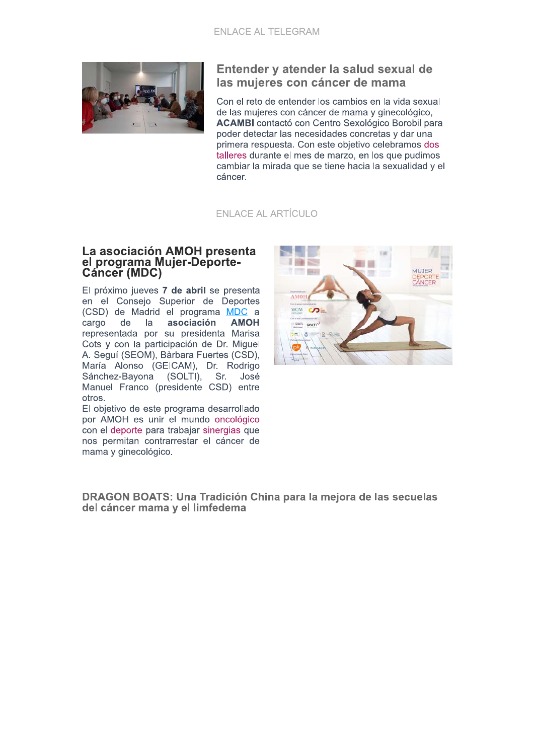ENLACE AL TELEGRAM

## Entender y atender la salud sexual de las mujeres con cáncer de mama

Con el reto de entender los cambios en la vida sexual de las mujeres con cáncer de mama y ginecológico, **ACAMBI** contactó con Centro Sexológico Borobil para poder detectar las necesidades concretas y dar una primera respuesta. Con este objetivo celebramos dos talleres durante el mes de marzo, en los que pudimos cambiar la mirada que se tiene hacia la sexualidad y el cáncer.

ENLACE AL ARTÍCULO

## La asociación AMOH presenta el programa Mujer-Deporte-Cáncer (MDC)

El próximo jueves **7 de abril** se presenta en el Consejo Superior de Deportes (CSD) de Madrid el programa MDC a cargo de la **asociación AMOH** representada por su presidenta Marisa Cots y con la participación de Dr. Miguel A. Seguí (SEOM), Bàrbara Fuertes (CSD), María Alonso (GEICAM), Dr. Rodrigo Sánchez-Bayona (SOLTI), Sr. José Manuel Franco (presidente CSD) entre otros.

El objetivo de este programa desarrollado por AMOH es unir el mundo oncológico con el deporte para trabajar sinergias que nos permitan contrarrestar el cáncer de mama y ginecológico.

## DRAGON BOATS: Una Tradición China para la mejora de las secuelas del cáncer mama y el limfedema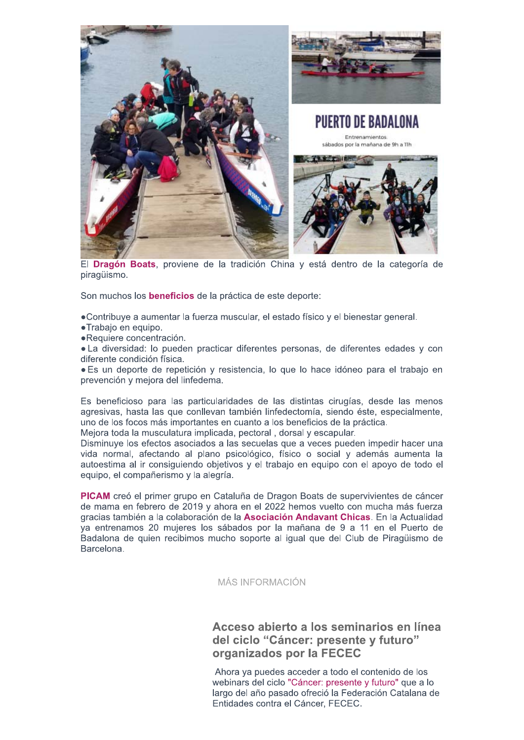PUERTO DE BADALONA

Entrenamientos sábados por la mañana de 9h a 11h

El **Dragón Boats**, proviene de la tradición China y está dentro de la categoría de piragüismo.

Son muchos los **beneficios** de la práctica de este deporte:

- Contribuye a aumentar la fuerza muscular, el estado físico y el bienestar general.
- Trabajo en equipo.
- Requiere concentración.
- La diversidad: lo pueden practicar diferentes personas, de diferentes edades y con diferente condición física.
- Es un deporte de repetición y resistencia, lo que lo hace idóneo para el trabajo en prevención y mejora del linfedema.

Es beneficioso para las particularidades de las distintas cirugías, desde las menos agresivas, hasta las que conllevan también linfedectomía, siendo éste, especialmente, uno de los focos más importantes en cuanto a los beneficios de la práctica.
Mejora toda la musculatura implicada, pectoral , dorsal y escapular.
Disminuye los efectos asociados a las secuelas que a veces pueden impedir hacer una vida normal, afectando al plano psicológico, físico o social y además aumenta la autoestima al ir consiguiendo objetivos y el trabajo en equipo con el apoyo de todo el equipo, el compañerismo y la alegría.

**PICAM** creó el primer grupo en Cataluña de Dragon Boats de supervivientes de cáncer de mama en febrero de 2019 y ahora en el 2022 hemos vuelto con mucha más fuerza gracias también a la colaboración de la **Asociación Andavant Chicas**. En la Actualidad ya entrenamos 20 mujeres los sábados por la mañana de 9 a 11 en el Puerto de Badalona de quien recibimos mucho soporte al igual que del Club de Piragüismo de Barcelona.

MÁS INFORMACIÓN

## Acceso abierto a los seminarios en línea del ciclo "Cáncer: presente y futuro" organizados por la FECEC

Ahora ya puedes acceder a todo el contenido de los webinars del ciclo "Cáncer: presente y futuro" que a lo largo del año pasado ofreció la Federación Catalana de Entidades contra el Cáncer, FECEC.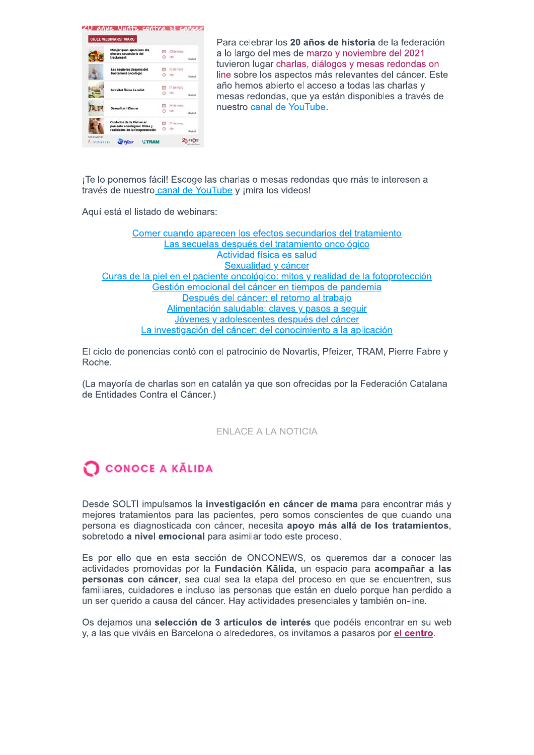Para celebrar los **20 años de historia** de la federación a lo largo del mes de marzo y noviembre del 2021 tuvieron lugar charlas, diálogos y mesas redondas on line sobre los aspectos más relevantes del cáncer. Este año hemos abierto el acceso a todas las charlas y mesas redondas, que ya están disponibles a través de nuestro canal de YouTube.

¡Te lo ponemos fácil! Escoge las charlas o mesas redondas que más te interesen a través de nuestro canal de YouTube y ¡mira los videos!

Aquí está el listado de webinars:

Comer cuando aparecen los efectos secundarios del tratamiento
Las secuelas después del tratamiento oncológico
Actividad física es salud
Sexualidad y cáncer
Curas de la piel en el paciente oncológico: mitos y realidad de la fotoprotección
Gestión emocional del cáncer en tiempos de pandemia
Después del cáncer: el retorno al trabajo
Alimentación saludable: claves y pasos a seguir
Jóvenes y adolescentes después del cáncer
La investigación del cáncer: del conocimiento a la aplicación

El ciclo de ponencias contó con el patrocinio de Novartis, Pfeizer, TRAM, Pierre Fabre y Roche.

(La mayoría de charlas son en catalán ya que son ofrecidas por la Federación Catalana de Entidades Contra el Cáncer.)

ENLACE A LA NOTICIA

## CONOCE A KĀLIDA

Desde SOLTI impulsamos la **investigación en cáncer de mama** para encontrar más y mejores tratamientos para las pacientes, pero somos conscientes de que cuando una persona es diagnosticada con cáncer, necesita **apoyo más allá de los tratamientos**, sobretodo **a nivel emocional** para asimilar todo este proceso.

Es por ello que en esta sección de ONCONEWS, os queremos dar a conocer las actividades promovidas por la **Fundación Kālida**, un espacio para **acompañar a las personas con cáncer**, sea cual sea la etapa del proceso en que se encuentren, sus familiares, cuidadores e incluso las personas que están en duelo porque han perdido a un ser querido a causa del cáncer. Hay actividades presenciales y también on-line.

Os dejamos una **selección de 3 artículos de interés** que podéis encontrar en su web y, a las que viváis en Barcelona o alrededores, os invitamos a pasaros por **el centro**.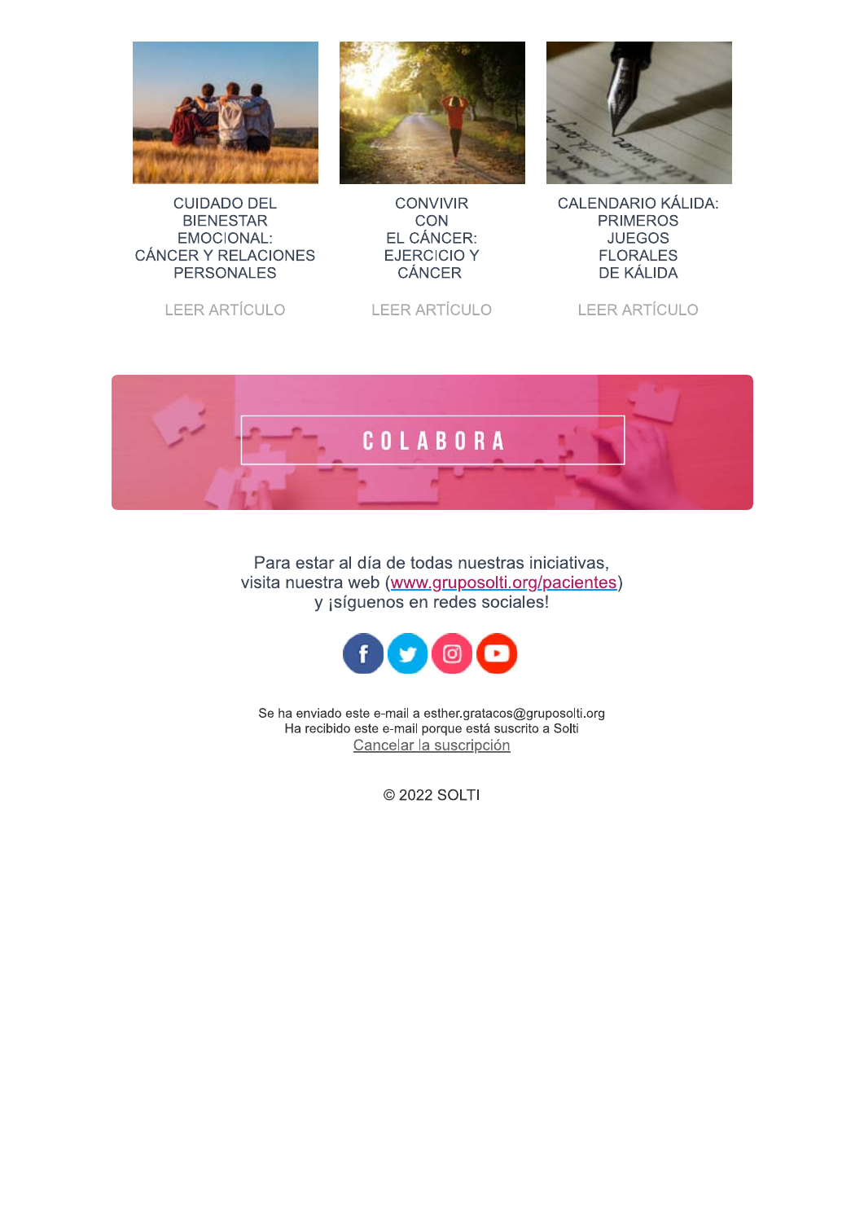CUIDADO DEL BIENESTAR EMOCIONAL: CÁNCER Y RELACIONES PERSONALES

LEER ARTÍCULO

CONVIVIR CON EL CÁNCER: EJERCICIO Y CÁNCER

LEER ARTÍCULO

CALENDARIO KÁLIDA: PRIMEROS JUEGOS FLORALES DE KÁLIDA

LEER ARTÍCULO

COLABORA

Para estar al día de todas nuestras iniciativas,
visita nuestra web (www.gruposolti.org/pacientes)
y ¡síguenos en redes sociales!

Se ha enviado este e-mail a esther.gratacos@gruposolti.org
Ha recibido este e-mail porque está suscrito a Solti
Cancelar la suscripción

© 2022 SOLTI